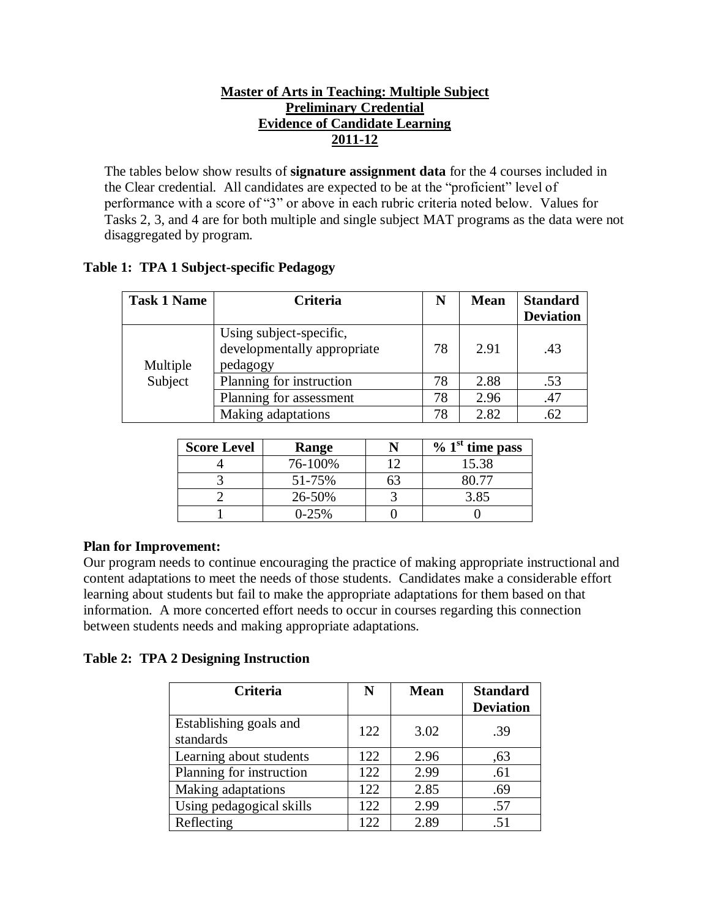**Master of Arts in Teaching: Multiple Subject**
**Preliminary Credential**
**Evidence of Candidate Learning**
**2011-12**

The tables below show results of **signature assignment data** for the 4 courses included in the Clear credential. All candidates are expected to be at the "proficient" level of performance with a score of "3" or above in each rubric criteria noted below. Values for Tasks 2, 3, and 4 are for both multiple and single subject MAT programs as the data were not disaggregated by program.

**Table 1: TPA 1 Subject-specific Pedagogy**

| Task 1 Name | Criteria | N | Mean | Standard Deviation |
|---|---|---|---|---|
| Multiple Subject | Using subject-specific, developmentally appropriate pedagogy | 78 | 2.91 | .43 |
| | Planning for instruction | 78 | 2.88 | .53 |
| | Planning for assessment | 78 | 2.96 | .47 |
| | Making adaptations | 78 | 2.82 | .62 |

| Score Level | Range | N | % 1st time pass |
|---|---|---|---|
| 4 | 76-100% | 12 | 15.38 |
| 3 | 51-75% | 63 | 80.77 |
| 2 | 26-50% | 3 | 3.85 |
| 1 | 0-25% | 0 | 0 |

**Plan for Improvement:**
Our program needs to continue encouraging the practice of making appropriate instructional and content adaptations to meet the needs of those students. Candidates make a considerable effort learning about students but fail to make the appropriate adaptations for them based on that information. A more concerted effort needs to occur in courses regarding this connection between students needs and making appropriate adaptations.

**Table 2: TPA 2 Designing Instruction**

| Criteria | N | Mean | Standard Deviation |
|---|---|---|---|
| Establishing goals and standards | 122 | 3.02 | .39 |
| Learning about students | 122 | 2.96 | ,63 |
| Planning for instruction | 122 | 2.99 | .61 |
| Making adaptations | 122 | 2.85 | .69 |
| Using pedagogical skills | 122 | 2.99 | .57 |
| Reflecting | 122 | 2.89 | .51 |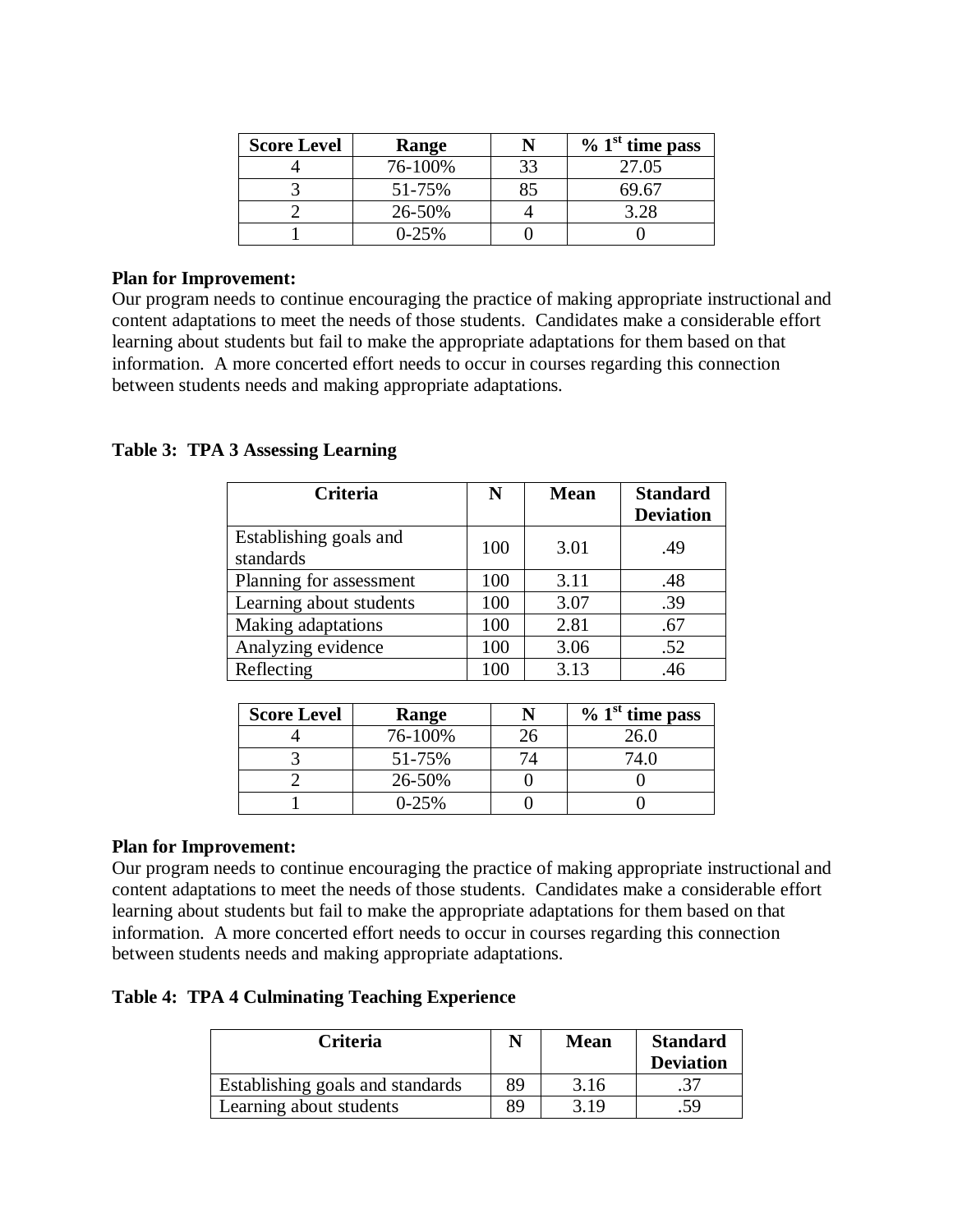| Score Level | Range | N | % 1st time pass |
|---|---|---|---|
| 4 | 76-100% | 33 | 27.05 |
| 3 | 51-75% | 85 | 69.67 |
| 2 | 26-50% | 4 | 3.28 |
| 1 | 0-25% | 0 | 0 |

**Plan for Improvement:**
Our program needs to continue encouraging the practice of making appropriate instructional and content adaptations to meet the needs of those students. Candidates make a considerable effort learning about students but fail to make the appropriate adaptations for them based on that information. A more concerted effort needs to occur in courses regarding this connection between students needs and making appropriate adaptations.

**Table 3: TPA 3 Assessing Learning**

| Criteria | N | Mean | Standard Deviation |
|---|---|---|---|
| Establishing goals and standards | 100 | 3.01 | .49 |
| Planning for assessment | 100 | 3.11 | .48 |
| Learning about students | 100 | 3.07 | .39 |
| Making adaptations | 100 | 2.81 | .67 |
| Analyzing evidence | 100 | 3.06 | .52 |
| Reflecting | 100 | 3.13 | .46 |

| Score Level | Range | N | % 1st time pass |
|---|---|---|---|
| 4 | 76-100% | 26 | 26.0 |
| 3 | 51-75% | 74 | 74.0 |
| 2 | 26-50% | 0 | 0 |
| 1 | 0-25% | 0 | 0 |

**Plan for Improvement:**
Our program needs to continue encouraging the practice of making appropriate instructional and content adaptations to meet the needs of those students. Candidates make a considerable effort learning about students but fail to make the appropriate adaptations for them based on that information. A more concerted effort needs to occur in courses regarding this connection between students needs and making appropriate adaptations.

**Table 4: TPA 4 Culminating Teaching Experience**

| Criteria | N | Mean | Standard Deviation |
|---|---|---|---|
| Establishing goals and standards | 89 | 3.16 | .37 |
| Learning about students | 89 | 3.19 | .59 |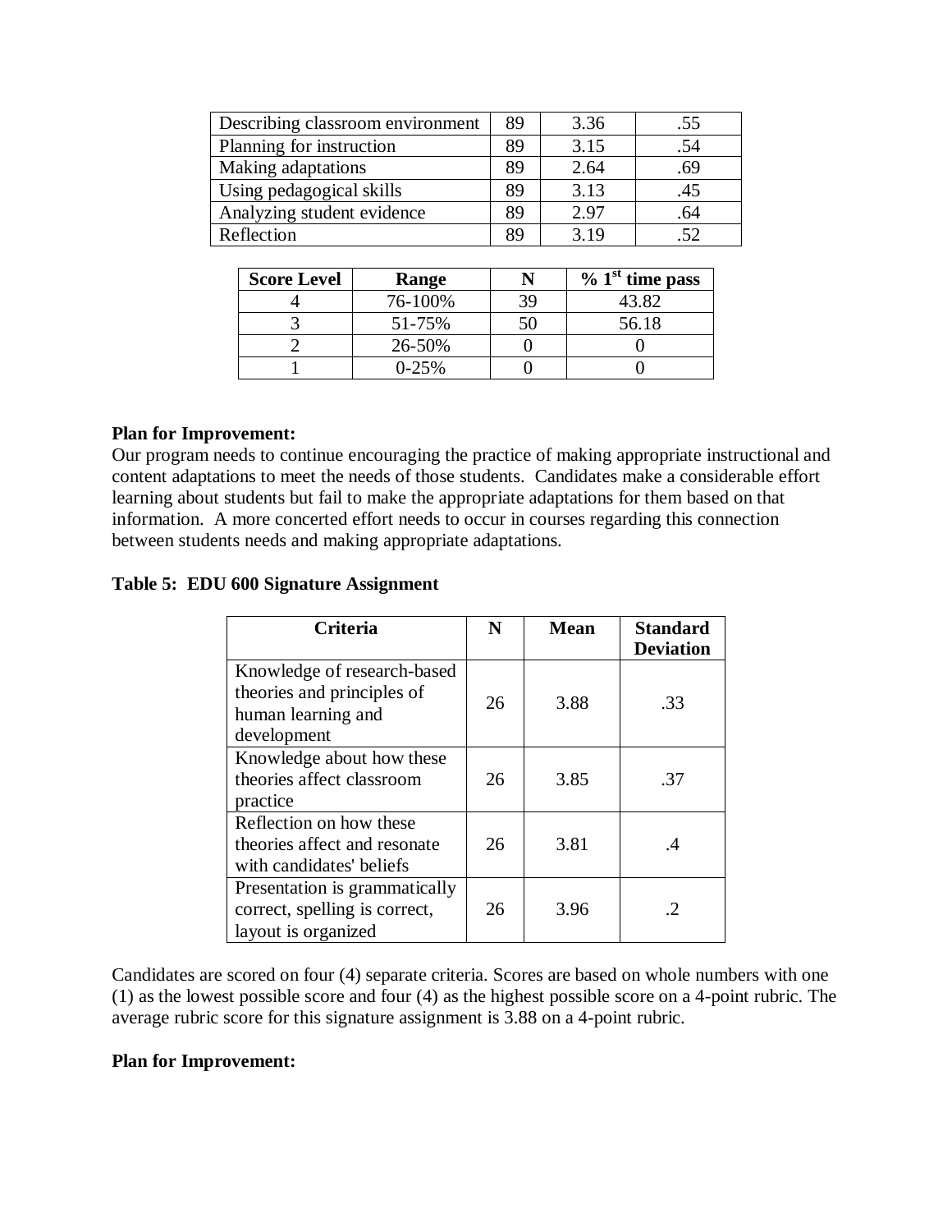| | | | |
|---|---|---|---|
| Describing classroom environment | 89 | 3.36 | .55 |
| Planning for instruction | 89 | 3.15 | .54 |
| Making adaptations | 89 | 2.64 | .69 |
| Using pedagogical skills | 89 | 3.13 | .45 |
| Analyzing student evidence | 89 | 2.97 | .64 |
| Reflection | 89 | 3.19 | .52 |

| Score Level | Range | N | % 1st time pass |
|---|---|---|---|
| 4 | 76-100% | 39 | 43.82 |
| 3 | 51-75% | 50 | 56.18 |
| 2 | 26-50% | 0 | 0 |
| 1 | 0-25% | 0 | 0 |

**Plan for Improvement:**
Our program needs to continue encouraging the practice of making appropriate instructional and content adaptations to meet the needs of those students. Candidates make a considerable effort learning about students but fail to make the appropriate adaptations for them based on that information. A more concerted effort needs to occur in courses regarding this connection between students needs and making appropriate adaptations.

**Table 5: EDU 600 Signature Assignment**

| Criteria | N | Mean | Standard Deviation |
|---|---|---|---|
| Knowledge of research-based theories and principles of human learning and development | 26 | 3.88 | .33 |
| Knowledge about how these theories affect classroom practice | 26 | 3.85 | .37 |
| Reflection on how these theories affect and resonate with candidates' beliefs | 26 | 3.81 | .4 |
| Presentation is grammatically correct, spelling is correct, layout is organized | 26 | 3.96 | .2 |

Candidates are scored on four (4) separate criteria. Scores are based on whole numbers with one (1) as the lowest possible score and four (4) as the highest possible score on a 4-point rubric. The average rubric score for this signature assignment is 3.88 on a 4-point rubric.

**Plan for Improvement:**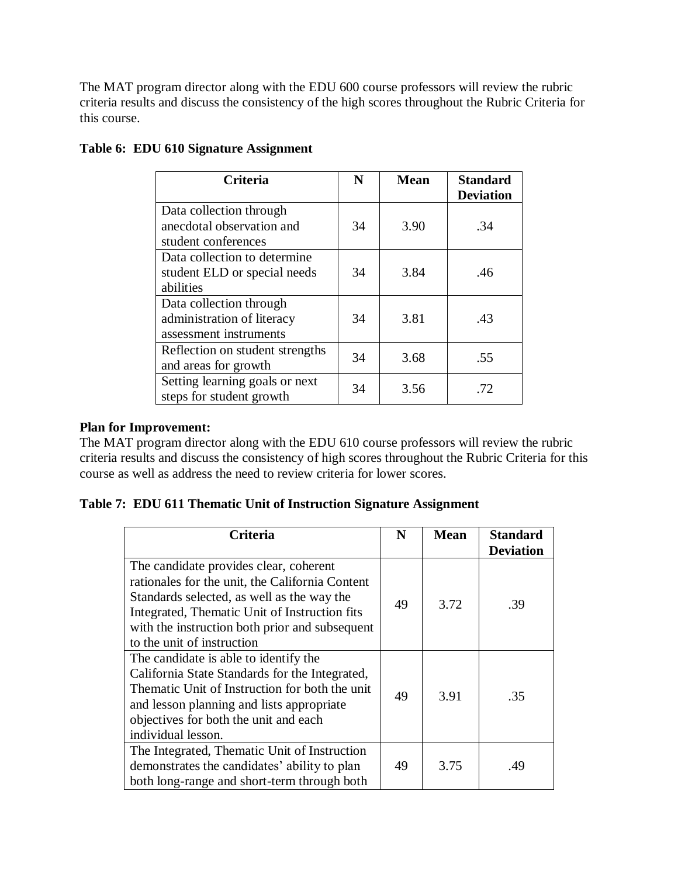The MAT program director along with the EDU 600 course professors will review the rubric criteria results and discuss the consistency of the high scores throughout the Rubric Criteria for this course.

**Table 6: EDU 610 Signature Assignment**

| Criteria | N | Mean | Standard Deviation |
|---|---|---|---|
| Data collection through anecdotal observation and student conferences | 34 | 3.90 | .34 |
| Data collection to determine student ELD or special needs abilities | 34 | 3.84 | .46 |
| Data collection through administration of literacy assessment instruments | 34 | 3.81 | .43 |
| Reflection on student strengths and areas for growth | 34 | 3.68 | .55 |
| Setting learning goals or next steps for student growth | 34 | 3.56 | .72 |

**Plan for Improvement:**
The MAT program director along with the EDU 610 course professors will review the rubric criteria results and discuss the consistency of high scores throughout the Rubric Criteria for this course as well as address the need to review criteria for lower scores.

**Table 7: EDU 611 Thematic Unit of Instruction Signature Assignment**

| Criteria | N | Mean | Standard Deviation |
|---|---|---|---|
| The candidate provides clear, coherent rationales for the unit, the California Content Standards selected, as well as the way the Integrated, Thematic Unit of Instruction fits with the instruction both prior and subsequent to the unit of instruction | 49 | 3.72 | .39 |
| The candidate is able to identify the California State Standards for the Integrated, Thematic Unit of Instruction for both the unit and lesson planning and lists appropriate objectives for both the unit and each individual lesson. | 49 | 3.91 | .35 |
| The Integrated, Thematic Unit of Instruction demonstrates the candidates' ability to plan both long-range and short-term through both | 49 | 3.75 | .49 |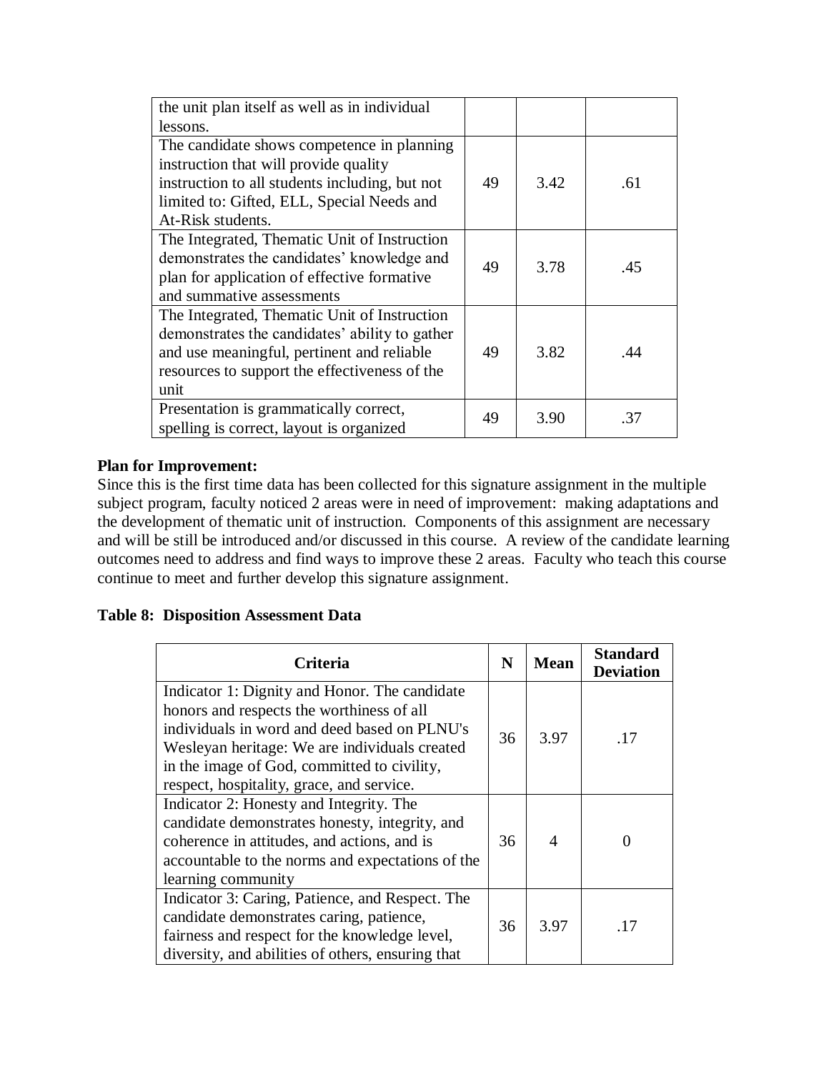| | | | |
|---|---|---|---|
| the unit plan itself as well as in individual lessons. | | | |
| The candidate shows competence in planning instruction that will provide quality instruction to all students including, but not limited to: Gifted, ELL, Special Needs and At-Risk students. | 49 | 3.42 | .61 |
| The Integrated, Thematic Unit of Instruction demonstrates the candidates' knowledge and plan for application of effective formative and summative assessments | 49 | 3.78 | .45 |
| The Integrated, Thematic Unit of Instruction demonstrates the candidates' ability to gather and use meaningful, pertinent and reliable resources to support the effectiveness of the unit | 49 | 3.82 | .44 |
| Presentation is grammatically correct, spelling is correct, layout is organized | 49 | 3.90 | .37 |

**Plan for Improvement:**

Since this is the first time data has been collected for this signature assignment in the multiple subject program, faculty noticed 2 areas were in need of improvement: making adaptations and the development of thematic unit of instruction. Components of this assignment are necessary and will be still be introduced and/or discussed in this course. A review of the candidate learning outcomes need to address and find ways to improve these 2 areas. Faculty who teach this course continue to meet and further develop this signature assignment.

**Table 8: Disposition Assessment Data**

| Criteria | N | Mean | Standard Deviation |
|---|---|---|---|
| Indicator 1: Dignity and Honor. The candidate honors and respects the worthiness of all individuals in word and deed based on PLNU's Wesleyan heritage: We are individuals created in the image of God, committed to civility, respect, hospitality, grace, and service. | 36 | 3.97 | .17 |
| Indicator 2: Honesty and Integrity. The candidate demonstrates honesty, integrity, and coherence in attitudes, and actions, and is accountable to the norms and expectations of the learning community | 36 | 4 | 0 |
| Indicator 3: Caring, Patience, and Respect. The candidate demonstrates caring, patience, fairness and respect for the knowledge level, diversity, and abilities of others, ensuring that | 36 | 3.97 | .17 |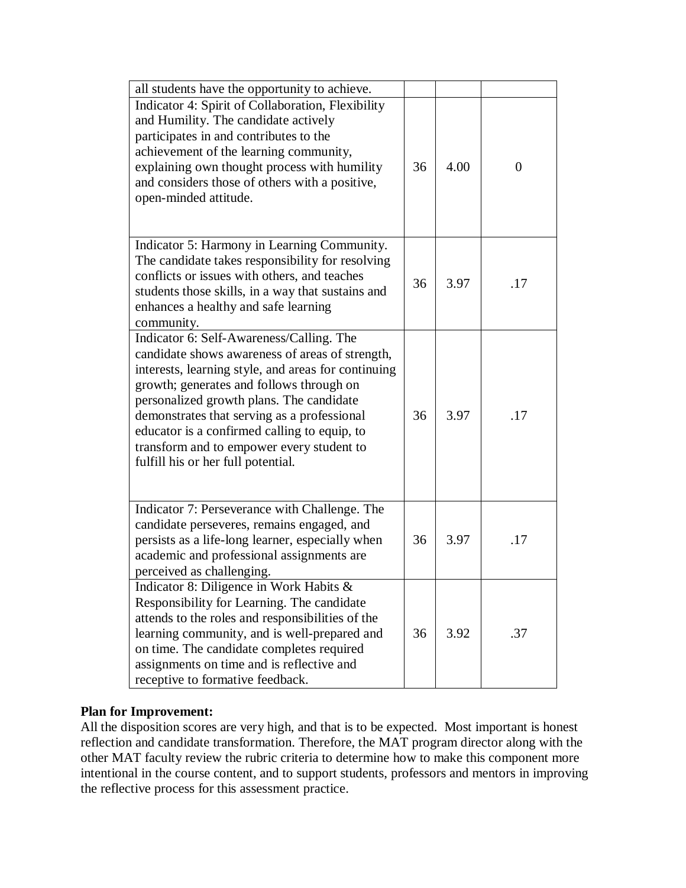| | | | |
|---|---|---|---|
| all students have the opportunity to achieve. | | | |
| Indicator 4: Spirit of Collaboration, Flexibility and Humility. The candidate actively participates in and contributes to the achievement of the learning community, explaining own thought process with humility and considers those of others with a positive, open-minded attitude. | 36 | 4.00 | 0 |
| Indicator 5: Harmony in Learning Community. The candidate takes responsibility for resolving conflicts or issues with others, and teaches students those skills, in a way that sustains and enhances a healthy and safe learning community. | 36 | 3.97 | .17 |
| Indicator 6: Self-Awareness/Calling. The candidate shows awareness of areas of strength, interests, learning style, and areas for continuing growth; generates and follows through on personalized growth plans. The candidate demonstrates that serving as a professional educator is a confirmed calling to equip, to transform and to empower every student to fulfill his or her full potential. | 36 | 3.97 | .17 |
| Indicator 7: Perseverance with Challenge. The candidate perseveres, remains engaged, and persists as a life-long learner, especially when academic and professional assignments are perceived as challenging. | 36 | 3.97 | .17 |
| Indicator 8: Diligence in Work Habits & Responsibility for Learning. The candidate attends to the roles and responsibilities of the learning community, and is well-prepared and on time. The candidate completes required assignments on time and is reflective and receptive to formative feedback. | 36 | 3.92 | .37 |

**Plan for Improvement:**
All the disposition scores are very high, and that is to be expected. Most important is honest reflection and candidate transformation. Therefore, the MAT program director along with the other MAT faculty review the rubric criteria to determine how to make this component more intentional in the course content, and to support students, professors and mentors in improving the reflective process for this assessment practice.